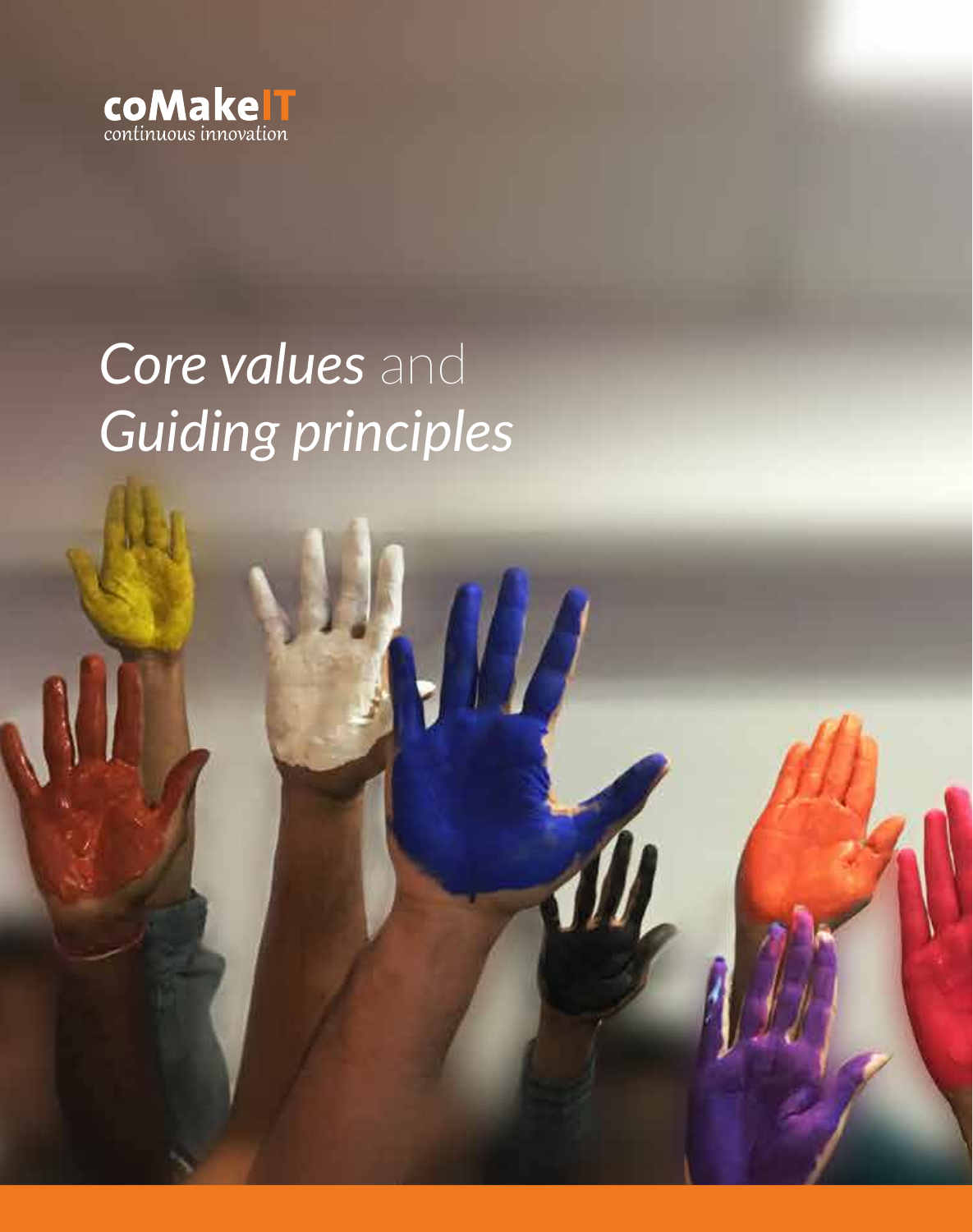coMakeIT
continuous innovation

# *Core values* and *Guiding principles*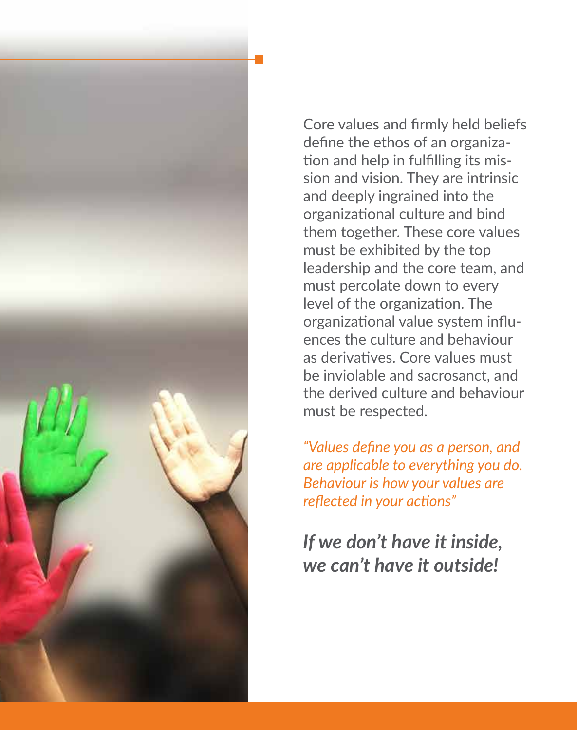Core values and firmly held beliefs define the ethos of an organization and help in fulfilling its mission and vision. They are intrinsic and deeply ingrained into the organizational culture and bind them together. These core values must be exhibited by the top leadership and the core team, and must percolate down to every level of the organization. The organizational value system influences the culture and behaviour as derivatives. Core values must be inviolable and sacrosanct, and the derived culture and behaviour must be respected.

*"Values define you as a person, and are applicable to everything you do. Behaviour is how your values are reflected in your actions"*

***If we don't have it inside, we can't have it outside!***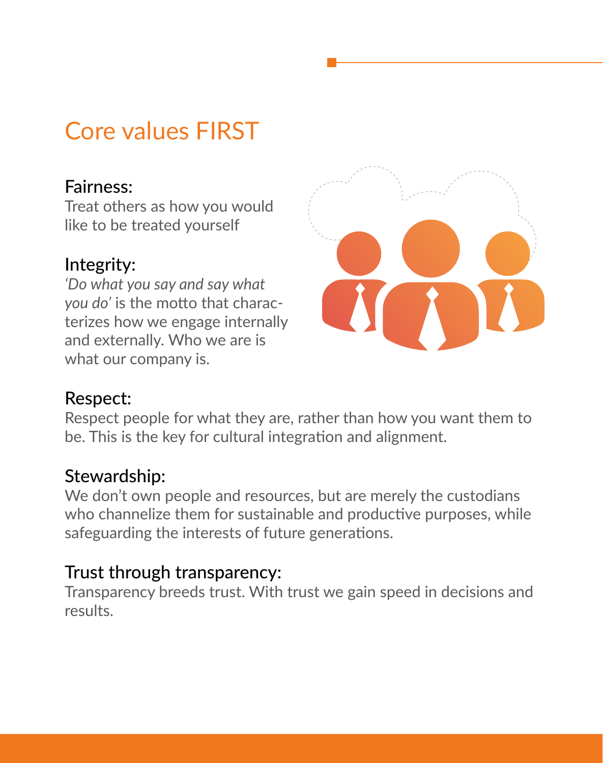# Core values FIRST

### Fairness:

Treat others as how you would like to be treated yourself

### Integrity:

*'Do what you say and say what you do'* is the motto that characterizes how we engage internally and externally. Who we are is what our company is.

### Respect:

Respect people for what they are, rather than how you want them to be. This is the key for cultural integration and alignment.

### Stewardship:

We don't own people and resources, but are merely the custodians who channelize them for sustainable and productive purposes, while safeguarding the interests of future generations.

### Trust through transparency:

Transparency breeds trust. With trust we gain speed in decisions and results.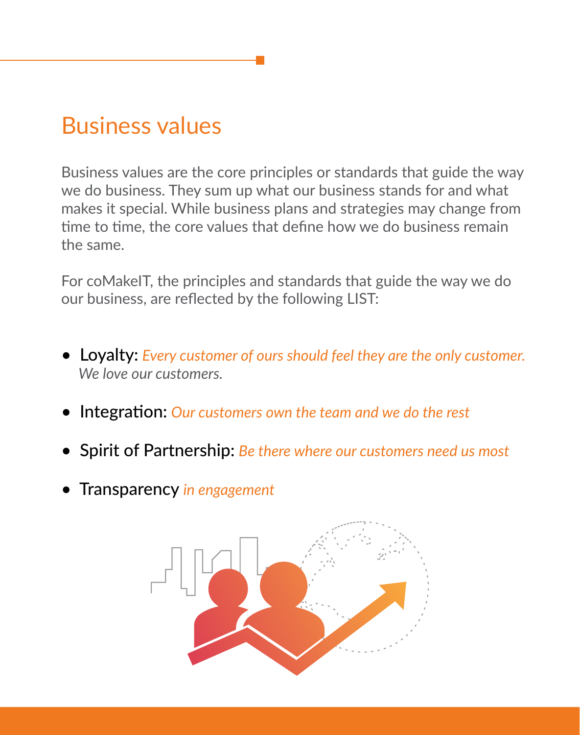## Business values

Business values are the core principles or standards that guide the way we do business. They sum up what our business stands for and what makes it special. While business plans and strategies may change from time to time, the core values that define how we do business remain the same.

For coMakeIT, the principles and standards that guide the way we do our business, are reflected by the following LIST:

- Loyalty: *Every customer of ours should feel they are the only customer. We love our customers.*
- Integration: *Our customers own the team and we do the rest*
- Spirit of Partnership: *Be there where our customers need us most*
- Transparency *in engagement*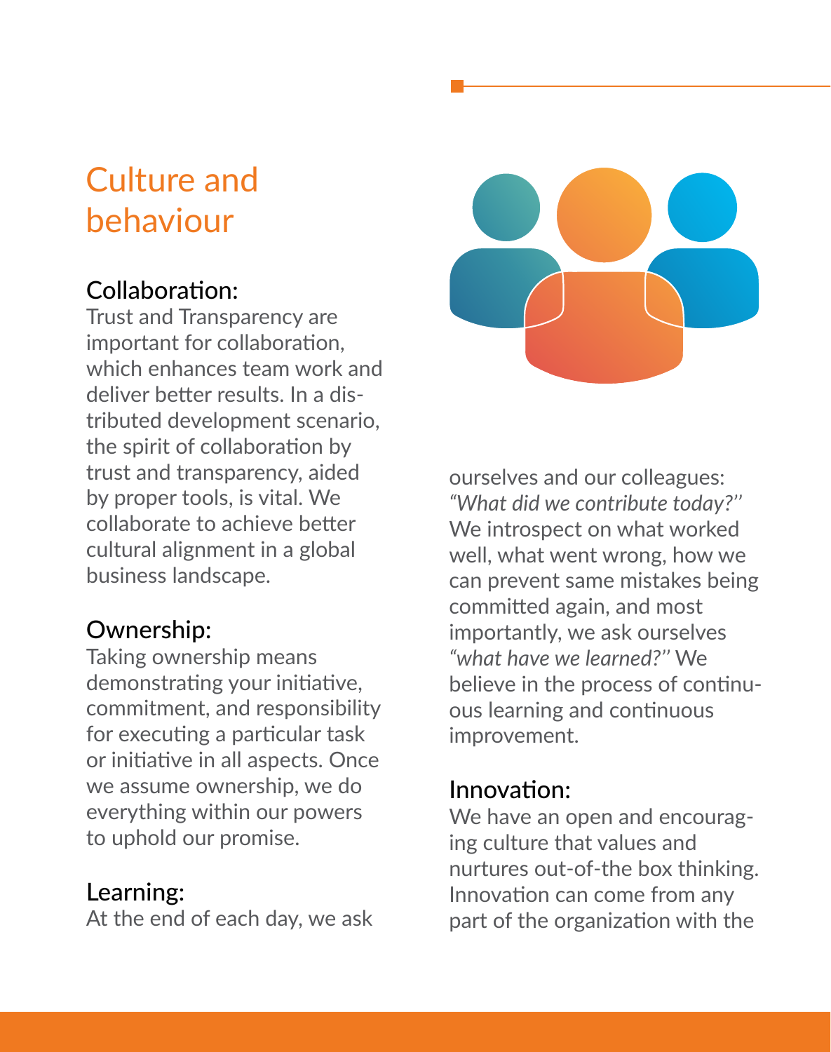# Culture and behaviour

## Collaboration:

Trust and Transparency are important for collaboration, which enhances team work and deliver better results. In a distributed development scenario, the spirit of collaboration by trust and transparency, aided by proper tools, is vital. We collaborate to achieve better cultural alignment in a global business landscape.

## Ownership:

Taking ownership means demonstrating your initiative, commitment, and responsibility for executing a particular task or initiative in all aspects. Once we assume ownership, we do everything within our powers to uphold our promise.

## Learning:

At the end of each day, we ask ourselves and our colleagues: *"What did we contribute today?"* We introspect on what worked well, what went wrong, how we can prevent same mistakes being committed again, and most importantly, we ask ourselves *"what have we learned?"* We believe in the process of continuous learning and continuous improvement.

## Innovation:

We have an open and encouraging culture that values and nurtures out-of-the box thinking. Innovation can come from any part of the organization with the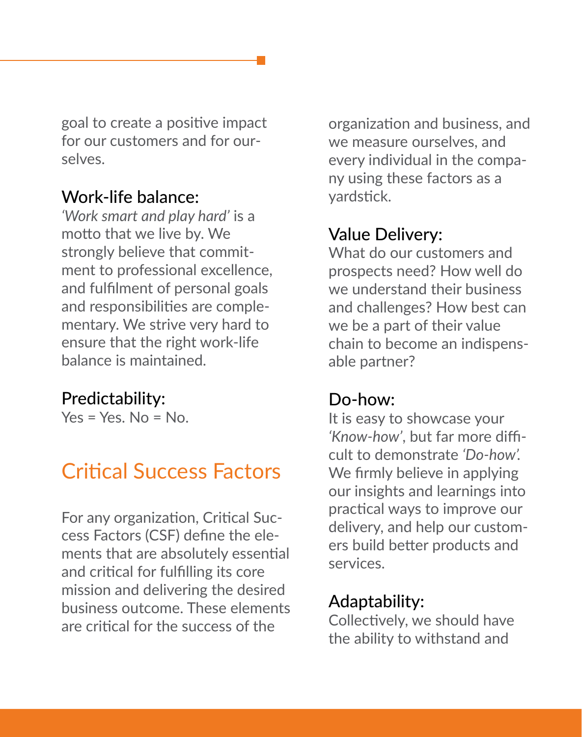goal to create a positive impact for our customers and for ourselves.

### Work-life balance:

*'Work smart and play hard'* is a motto that we live by. We strongly believe that commitment to professional excellence, and fulfilment of personal goals and responsibilities are complementary. We strive very hard to ensure that the right work-life balance is maintained.

### Predictability:

Yes = Yes. No = No.

## Critical Success Factors

For any organization, Critical Success Factors (CSF) define the elements that are absolutely essential and critical for fulfilling its core mission and delivering the desired business outcome. These elements are critical for the success of the organization and business, and we measure ourselves, and every individual in the company using these factors as a yardstick.

### Value Delivery:

What do our customers and prospects need? How well do we understand their business and challenges? How best can we be a part of their value chain to become an indispensable partner?

### Do-how:

It is easy to showcase your *'Know-how'*, but far more difficult to demonstrate *'Do-how'*. We firmly believe in applying our insights and learnings into practical ways to improve our delivery, and help our customers build better products and services.

### Adaptability:

Collectively, we should have the ability to withstand and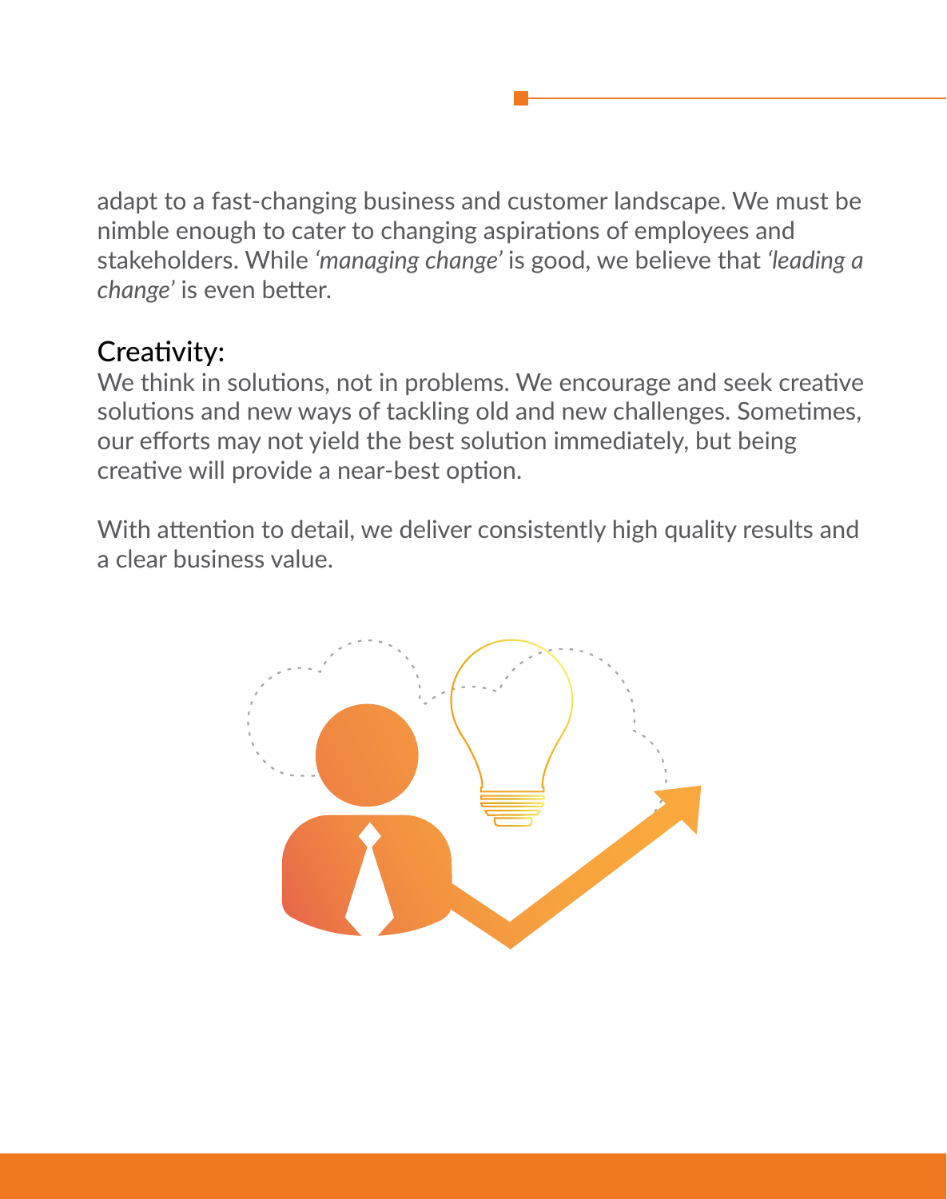adapt to a fast-changing business and customer landscape. We must be nimble enough to cater to changing aspirations of employees and stakeholders. While *'managing change'* is good, we believe that *'leading a change'* is even better.

## Creativity:

We think in solutions, not in problems. We encourage and seek creative solutions and new ways of tackling old and new challenges. Sometimes, our efforts may not yield the best solution immediately, but being creative will provide a near-best option.

With attention to detail, we deliver consistently high quality results and a clear business value.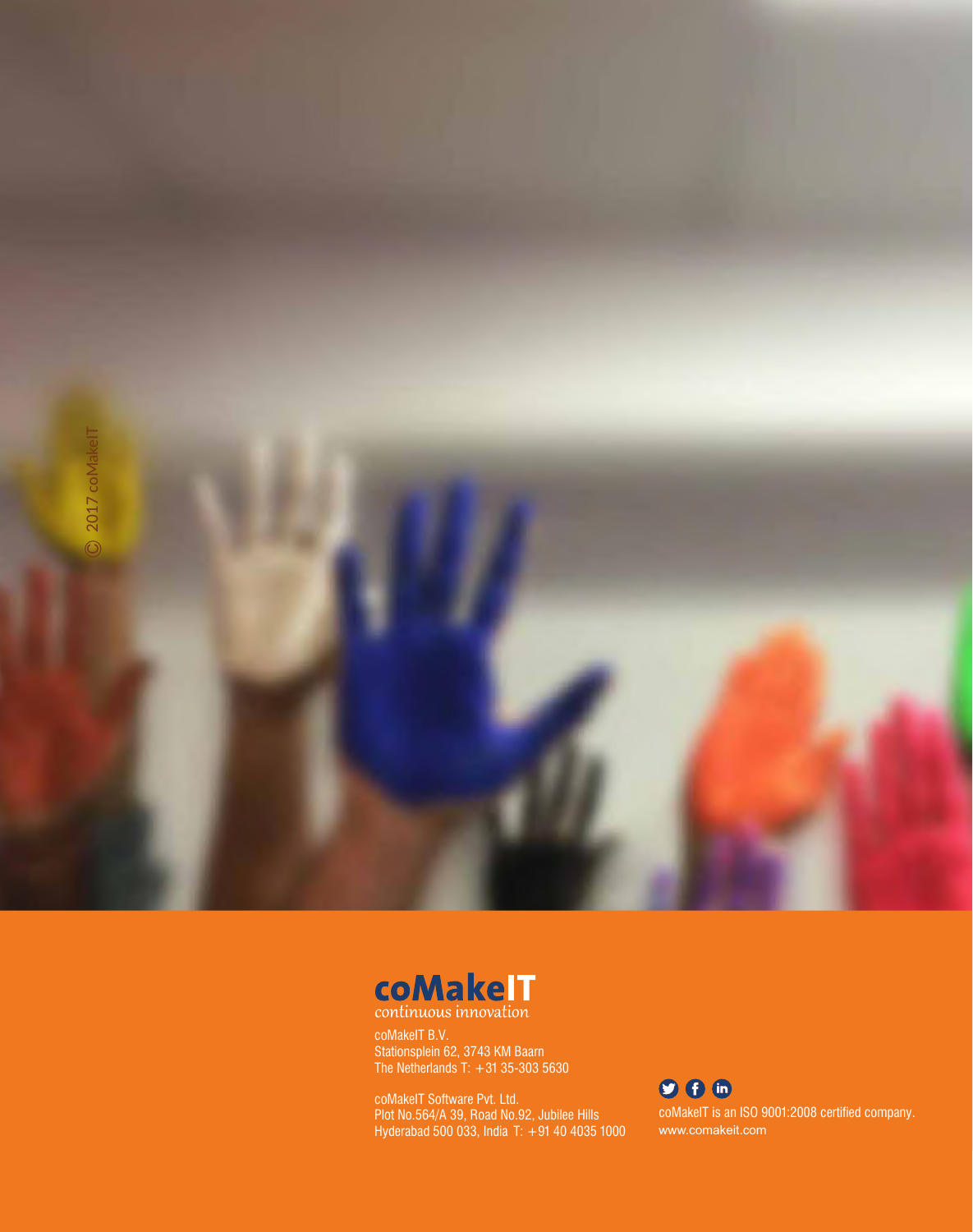© 2017 coMakeIT

**coMakeIT**

*continuous innovation*

coMakeIT B.V.
Stationsplein 62, 3743 KM Baarn
The Netherlands T: +31 35-303 5630

coMakeIT Software Pvt. Ltd.
Plot No.564/A 39, Road No.92, Jubilee Hills
Hyderabad 500 033, India T: +91 40 4035 1000

coMakeIT is an ISO 9001:2008 certified company.
www.comakeit.com